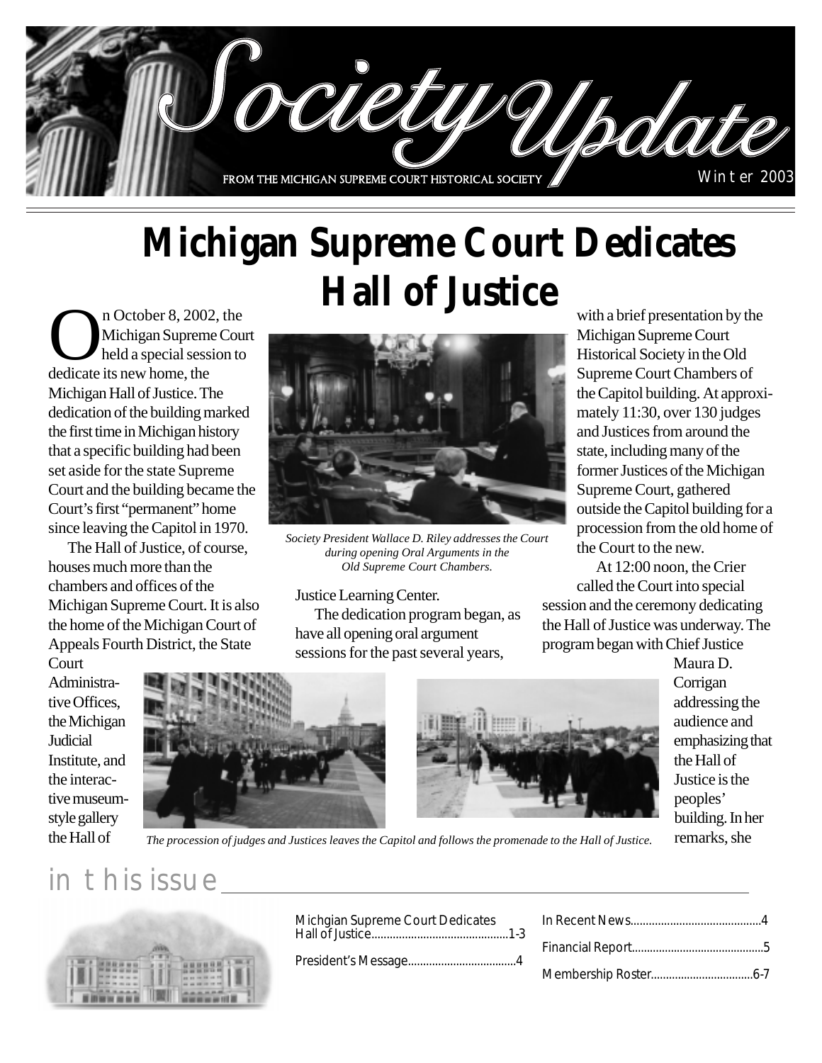# Society Update

FROM THE MICHIGAN SUPREME COURT HISTORICAL SOCIETY

Winter 2003

## Michigan Supreme Court Dedicates Hall of Justice

On October 8, 2002, the Michigan Supreme Court held a special session to dedicate its new home, the Michigan Hall of Justice. The dedication of the building marked the first time in Michigan history that a specific building had been set aside for the state Supreme Court and the building became the Court's first "permanent" home since leaving the Capitol in 1970.

The Hall of Justice, of course, houses much more than the chambers and offices of the Michigan Supreme Court. It is also the home of the Michigan Court of Appeals Fourth District, the State Court Administrative Offices, the Michigan Judicial Institute, and the interactive museum-style gallery the Hall of Justice Learning Center.

*Society President Wallace D. Riley addresses the Court during opening Oral Arguments in the Old Supreme Court Chambers.*

The dedication program began, as have all opening oral argument sessions for the past several years, with a brief presentation by the Michigan Supreme Court Historical Society in the Old Supreme Court Chambers of the Capitol building. At approximately 11:30, over 130 judges and Justices from around the state, including many of the former Justices of the Michigan Supreme Court, gathered outside the Capitol building for a procession from the old home of the Court to the new.

At 12:00 noon, the Crier called the Court into special session and the ceremony dedicating the Hall of Justice was underway. The program began with Chief Justice Maura D. Corrigan addressing the audience and emphasizing that the Hall of Justice is the peoples' building. In her remarks, she

*The procession of judges and Justices leaves the Capitol and follows the promenade to the Hall of Justice.*

## in this issue

Michgian Supreme Court Dedicates Hall of Justice....1-3

President's Message....4

In Recent News....4

Financial Report....5

Membership Roster....6-7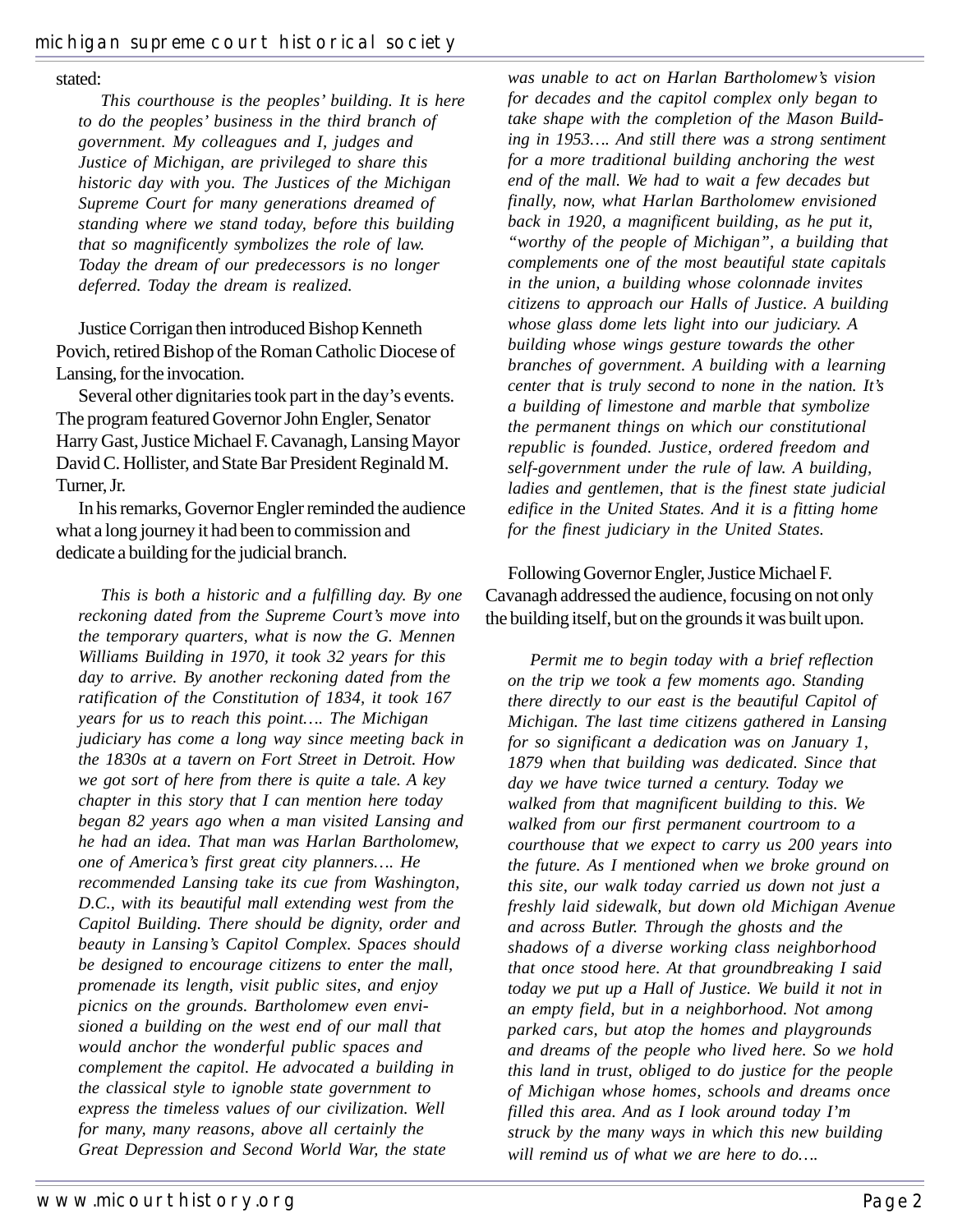stated:

> *This courthouse is the peoples' building. It is here to do the peoples' business in the third branch of government. My colleagues and I, judges and Justice of Michigan, are privileged to share this historic day with you. The Justices of the Michigan Supreme Court for many generations dreamed of standing where we stand today, before this building that so magnificently symbolizes the role of law. Today the dream of our predecessors is no longer deferred. Today the dream is realized.*

Justice Corrigan then introduced Bishop Kenneth Povich, retired Bishop of the Roman Catholic Diocese of Lansing, for the invocation.

Several other dignitaries took part in the day's events. The program featured Governor John Engler, Senator Harry Gast, Justice Michael F. Cavanagh, Lansing Mayor David C. Hollister, and State Bar President Reginald M. Turner, Jr.

In his remarks, Governor Engler reminded the audience what a long journey it had been to commission and dedicate a building for the judicial branch.

> *This is both a historic and a fulfilling day. By one reckoning dated from the Supreme Court's move into the temporary quarters, what is now the G. Mennen Williams Building in 1970, it took 32 years for this day to arrive. By another reckoning dated from the ratification of the Constitution of 1834, it took 167 years for us to reach this point…. The Michigan judiciary has come a long way since meeting back in the 1830s at a tavern on Fort Street in Detroit. How we got sort of here from there is quite a tale. A key chapter in this story that I can mention here today began 82 years ago when a man visited Lansing and he had an idea. That man was Harlan Bartholomew, one of America's first great city planners…. He recommended Lansing take its cue from Washington, D.C., with its beautiful mall extending west from the Capitol Building. There should be dignity, order and beauty in Lansing's Capitol Complex. Spaces should be designed to encourage citizens to enter the mall, promenade its length, visit public sites, and enjoy picnics on the grounds. Bartholomew even envisioned a building on the west end of our mall that would anchor the wonderful public spaces and complement the capitol. He advocated a building in the classical style to ignoble state government to express the timeless values of our civilization. Well for many, many reasons, above all certainly the Great Depression and Second World War, the state was unable to act on Harlan Bartholomew's vision for decades and the capitol complex only began to take shape with the completion of the Mason Building in 1953…. And still there was a strong sentiment for a more traditional building anchoring the west end of the mall. We had to wait a few decades but finally, now, what Harlan Bartholomew envisioned back in 1920, a magnificent building, as he put it, "worthy of the people of Michigan", a building that complements one of the most beautiful state capitals in the union, a building whose colonnade invites citizens to approach our Halls of Justice. A building whose glass dome lets light into our judiciary. A building whose wings gesture towards the other branches of government. A building with a learning center that is truly second to none in the nation. It's a building of limestone and marble that symbolize the permanent things on which our constitutional republic is founded. Justice, ordered freedom and self-government under the rule of law. A building, ladies and gentlemen, that is the finest state judicial edifice in the United States. And it is a fitting home for the finest judiciary in the United States.*

Following Governor Engler, Justice Michael F. Cavanagh addressed the audience, focusing on not only the building itself, but on the grounds it was built upon.

> *Permit me to begin today with a brief reflection on the trip we took a few moments ago. Standing there directly to our east is the beautiful Capitol of Michigan. The last time citizens gathered in Lansing for so significant a dedication was on January 1, 1879 when that building was dedicated. Since that day we have twice turned a century. Today we walked from that magnificent building to this. We walked from our first permanent courtroom to a courthouse that we expect to carry us 200 years into the future. As I mentioned when we broke ground on this site, our walk today carried us down not just a freshly laid sidewalk, but down old Michigan Avenue and across Butler. Through the ghosts and the shadows of a diverse working class neighborhood that once stood here. At that groundbreaking I said today we put up a Hall of Justice. We build it not in an empty field, but in a neighborhood. Not among parked cars, but atop the homes and playgrounds and dreams of the people who lived here. So we hold this land in trust, obliged to do justice for the people of Michigan whose homes, schools and dreams once filled this area. And as I look around today I'm struck by the many ways in which this new building will remind us of what we are here to do….*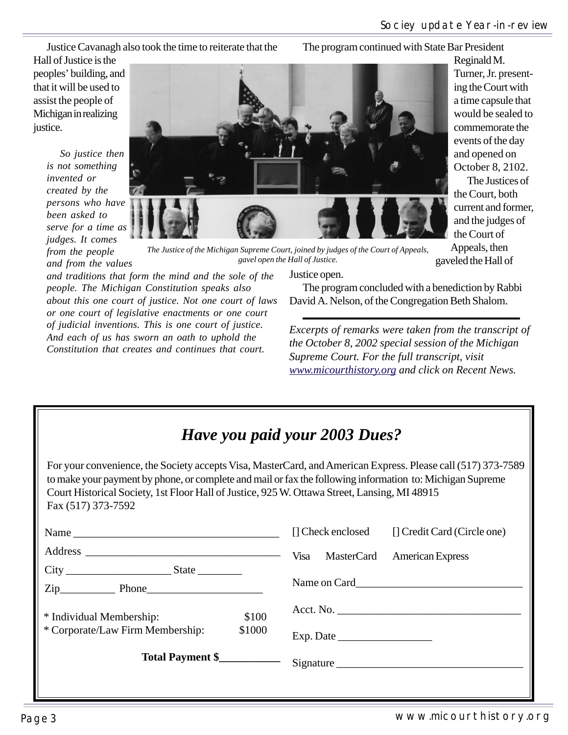Justice Cavanagh also took the time to reiterate that the Hall of Justice is the peoples' building, and that it will be used to assist the people of Michigan in realizing justice.

*So justice then is not something invented or created by the persons who have been asked to serve for a time as judges. It comes from the people and from the values and traditions that form the mind and the sole of the people. The Michigan Constitution speaks also about this one court of justice. Not one court of laws or one court of legislative enactments or one court of judicial inventions. This is one court of justice. And each of us has sworn an oath to uphold the Constitution that creates and continues that court.*

*The Justice of the Michigan Supreme Court, joined by judges of the Court of Appeals, gavel open the Hall of Justice.*

The program continued with State Bar President Reginald M. Turner, Jr. presenting the Court with a time capsule that would be sealed to commemorate the events of the day and opened on October 8, 2102.

The Justices of the Court, both current and former, and the judges of the Court of Appeals, then gaveled the Hall of Justice open.

The program concluded with a benediction by Rabbi David A. Nelson, of the Congregation Beth Shalom.

---

*Excerpts of remarks were taken from the transcript of the October 8, 2002 special session of the Michigan Supreme Court. For the full transcript, visit www.micourthistory.org and click on Recent News.*

## *Have you paid your 2003 Dues?*

For your convenience, the Society accepts Visa, MasterCard, and American Express. Please call (517) 373-7589 to make your payment by phone, or complete and mail or fax the following information to: Michigan Supreme Court Historical Society, 1st Floor Hall of Justice, 925 W. Ottawa Street, Lansing, MI 48915
Fax (517) 373-7592

Name ______________________________________

Address ____________________________________

City ___________________ State ________

Zip__________ Phone_____________________

* Individual Membership: $100
* Corporate/Law Firm Membership: $1000

**Total Payment $___________**

[] Check enclosed [] Credit Card (Circle one)

Visa MasterCard American Express

Name on Card______________________________

Acct. No. _________________________________

Exp. Date _________________

Signature _________________________________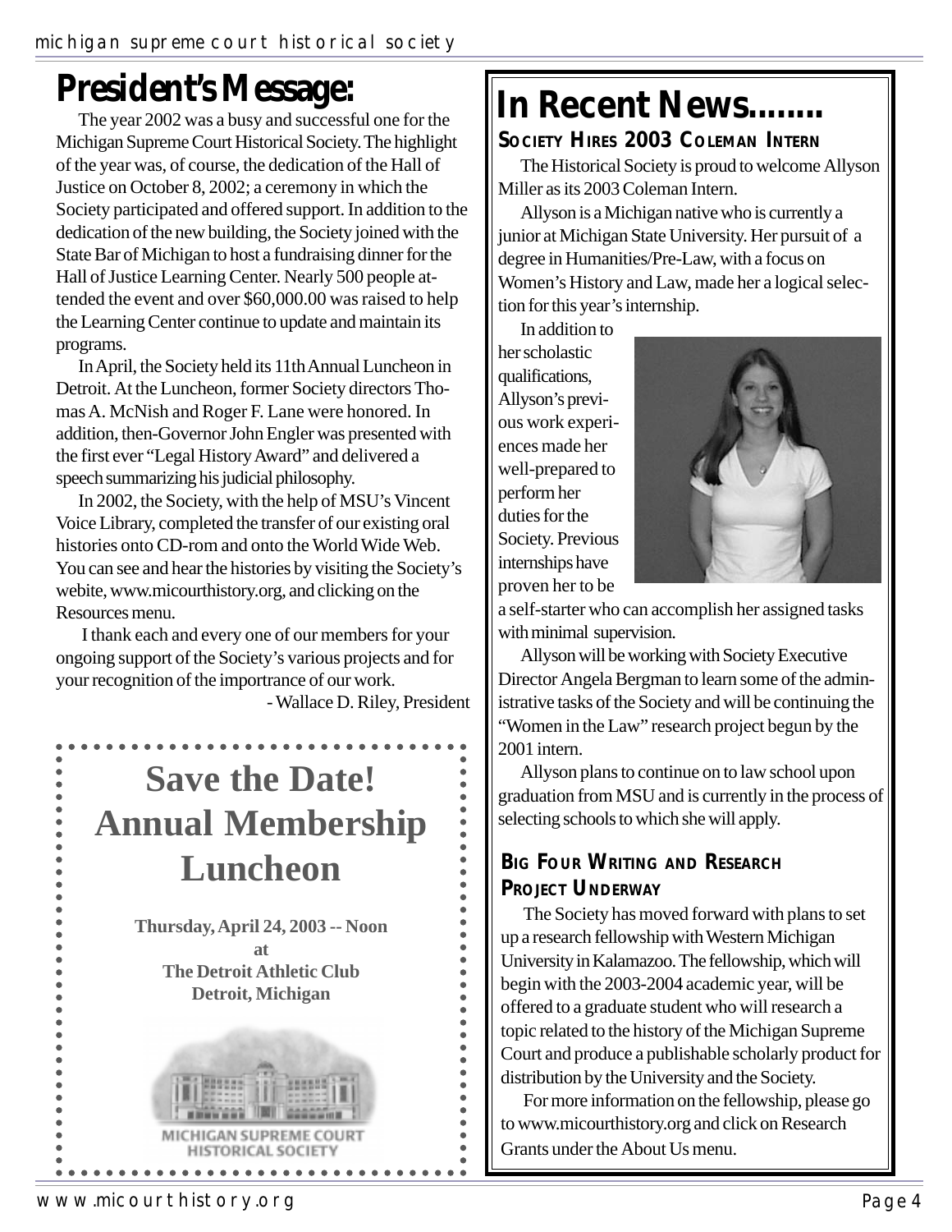# President's Message:

The year 2002 was a busy and successful one for the Michigan Supreme Court Historical Society. The highlight of the year was, of course, the dedication of the Hall of Justice on October 8, 2002; a ceremony in which the Society participated and offered support. In addition to the dedication of the new building, the Society joined with the State Bar of Michigan to host a fundraising dinner for the Hall of Justice Learning Center. Nearly 500 people attended the event and over $60,000.00 was raised to help the Learning Center continue to update and maintain its programs.

In April, the Society held its 11th Annual Luncheon in Detroit. At the Luncheon, former Society directors Thomas A. McNish and Roger F. Lane were honored. In addition, then-Governor John Engler was presented with the first ever "Legal History Award" and delivered a speech summarizing his judicial philosophy.

In 2002, the Society, with the help of MSU's Vincent Voice Library, completed the transfer of our existing oral histories onto CD-rom and onto the World Wide Web. You can see and hear the histories by visiting the Society's webite, www.micourthistory.org, and clicking on the Resources menu.

I thank each and every one of our members for your ongoing support of the Society's various projects and for your recognition of the importrance of our work.

- Wallace D. Riley, President

## Save the Date! Annual Membership Luncheon

**Thursday, April 24, 2003 -- Noon**
**at**
**The Detroit Athletic Club**
**Detroit, Michigan**

MICHIGAN SUPREME COURT HISTORICAL SOCIETY

# In Recent News........

### Society Hires 2003 Coleman Intern

The Historical Society is proud to welcome Allyson Miller as its 2003 Coleman Intern.

Allyson is a Michigan native who is currently a junior at Michigan State University. Her pursuit of a degree in Humanities/Pre-Law, with a focus on Women's History and Law, made her a logical selection for this year's internship.

In addition to her scholastic qualifications, Allyson's previous work experiences made her well-prepared to perform her duties for the Society. Previous internships have proven her to be a self-starter who can accomplish her assigned tasks with minimal supervision.

Allyson will be working with Society Executive Director Angela Bergman to learn some of the administrative tasks of the Society and will be continuing the "Women in the Law" research project begun by the 2001 intern.

Allyson plans to continue on to law school upon graduation from MSU and is currently in the process of selecting schools to which she will apply.

### Big Four Writing and Research Project Underway

The Society has moved forward with plans to set up a research fellowship with Western Michigan University in Kalamazoo. The fellowship, which will begin with the 2003-2004 academic year, will be offered to a graduate student who will research a topic related to the history of the Michigan Supreme Court and produce a publishable scholarly product for distribution by the University and the Society.

For more information on the fellowship, please go to www.micourthistory.org and click on Research Grants under the About Us menu.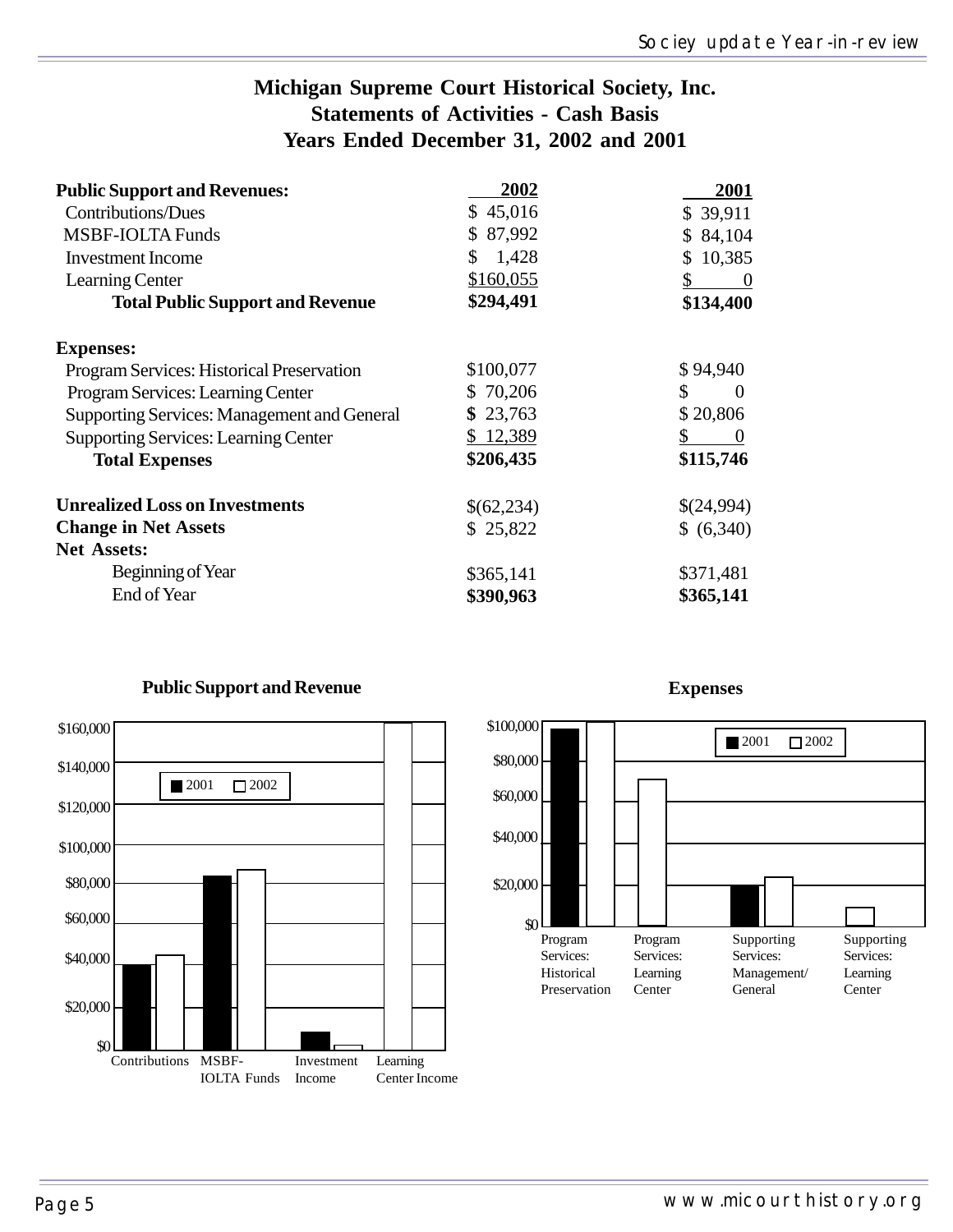# Michigan Supreme Court Historical Society, Inc.
## Statements of Activities - Cash Basis
## Years Ended December 31, 2002 and 2001

| | 2002 | 2001 |
|---|---|---|
| **Public Support and Revenues:** | | |
| Contributions/Dues | $ 45,016 | $ 39,911 |
| MSBF-IOLTA Funds | $ 87,992 | $ 84,104 |
| Investment Income | $ 1,428 | $ 10,385 |
| Learning Center | $160,055 | $ 0 |
| **Total Public Support and Revenue** | **$294,491** | **$134,400** |
| **Expenses:** | | |
| Program Services: Historical Preservation | $100,077 | $ 94,940 |
| Program Services: Learning Center | $ 70,206 | $ 0 |
| Supporting Services: Management and General | **$** 23,763 | $ 20,806 |
| Supporting Services: Learning Center | $ 12,389 | $ 0 |
| **Total Expenses** | **$206,435** | **$115,746** |
| **Unrealized Loss on Investments** | $(62,234) | $(24,994) |
| **Change in Net Assets** | $ 25,822 | $ (6,340) |
| **Net Assets:** | | |
| Beginning of Year | $365,141 | $371,481 |
| End of Year | **$390,963** | **$365,141** |

**Public Support and Revenue**

**Expenses**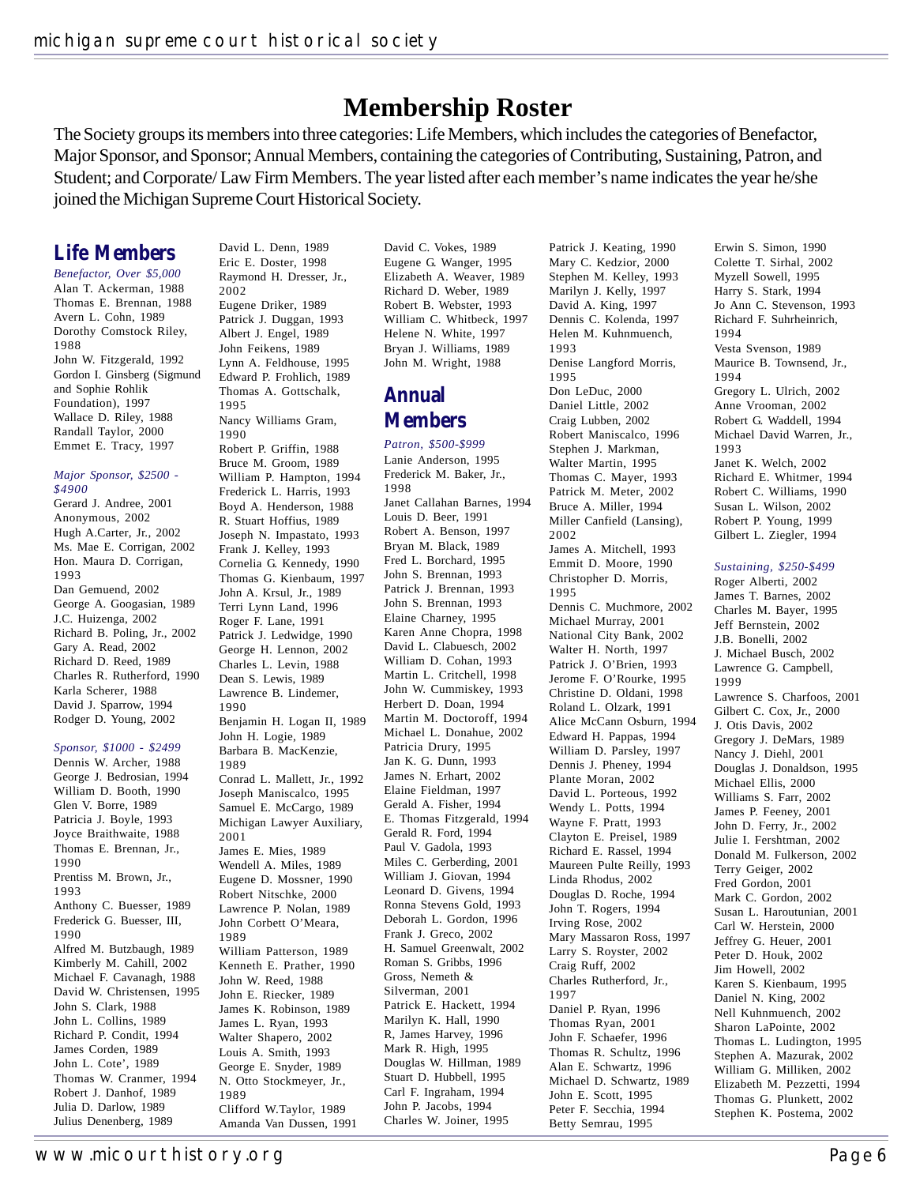# Membership Roster

The Society groups its members into three categories: Life Members, which includes the categories of Benefactor, Major Sponsor, and Sponsor; Annual Members, containing the categories of Contributing, Sustaining, Patron, and Student; and Corporate/ Law Firm Members. The year listed after each member's name indicates the year he/she joined the Michigan Supreme Court Historical Society.

## Life Members

*Benefactor, Over $5,000*

Alan T. Ackerman, 1988
Thomas E. Brennan, 1988
Avern L. Cohn, 1989
Dorothy Comstock Riley, 1988
John W. Fitzgerald, 1992
Gordon I. Ginsberg (Sigmund and Sophie Rohlik Foundation), 1997
Wallace D. Riley, 1988
Randall Taylor, 2000
Emmet E. Tracy, 1997

*Major Sponsor, $2500 - $4900*

Gerard J. Andree, 2001
Anonymous, 2002
Hugh A.Carter, Jr., 2002
Ms. Mae E. Corrigan, 2002
Hon. Maura D. Corrigan, 1993
Dan Gemuend, 2002
George A. Googasian, 1989
J.C. Huizenga, 2002
Richard B. Poling, Jr., 2002
Gary A. Read, 2002
Richard D. Reed, 1989
Charles R. Rutherford, 1990
Karla Scherer, 1988
David J. Sparrow, 1994
Rodger D. Young, 2002

*Sponsor, $1000 - $2499*

Dennis W. Archer, 1988
George J. Bedrosian, 1994
William D. Booth, 1990
Glen V. Borre, 1989
Patricia J. Boyle, 1993
Joyce Braithwaite, 1988
Thomas E. Brennan, Jr., 1990
Prentiss M. Brown, Jr., 1993
Anthony C. Buesser, 1989
Frederick G. Buesser, III, 1990
Alfred M. Butzbaugh, 1989
Kimberly M. Cahill, 2002
Michael F. Cavanagh, 1988
David W. Christensen, 1995
John S. Clark, 1988
John L. Collins, 1989
Richard P. Condit, 1994
James Corden, 1989
John L. Cote', 1989
Thomas W. Cranmer, 1994
Robert J. Danhof, 1989
Julia D. Darlow, 1989
Julius Denenberg, 1989
David L. Denn, 1989
Eric E. Doster, 1998
Raymond H. Dresser, Jr., 2002
Eugene Driker, 1989
Patrick J. Duggan, 1993
Albert J. Engel, 1989
John Feikens, 1989
Lynn A. Feldhouse, 1995
Edward P. Frohlich, 1989
Thomas A. Gottschalk, 1995
Nancy Williams Gram, 1990
Robert P. Griffin, 1988
Bruce M. Groom, 1989
William P. Hampton, 1994
Frederick L. Harris, 1993
Boyd A. Henderson, 1988
R. Stuart Hoffius, 1989
Joseph N. Impastato, 1993
Frank J. Kelley, 1993
Cornelia G. Kennedy, 1990
Thomas G. Kienbaum, 1997
John A. Krsul, Jr., 1989
Terri Lynn Land, 1996
Roger F. Lane, 1991
Patrick J. Ledwidge, 1990
George H. Lennon, 2002
Charles L. Levin, 1988
Dean S. Lewis, 1989
Lawrence B. Lindemer, 1990
Benjamin H. Logan II, 1989
John H. Logie, 1989
Barbara B. MacKenzie, 1989
Conrad L. Mallett, Jr., 1992
Joseph Maniscalco, 1995
Samuel E. McCargo, 1989
Michigan Lawyer Auxiliary, 2001
James E. Mies, 1989
Wendell A. Miles, 1989
Eugene D. Mossner, 1990
Robert Nitschke, 2000
Lawrence P. Nolan, 1989
John Corbett O'Meara, 1989
William Patterson, 1989
Kenneth E. Prather, 1990
John W. Reed, 1988
John E. Riecker, 1989
James K. Robinson, 1989
James L. Ryan, 1993
Walter Shapero, 2002
Louis A. Smith, 1993
George E. Snyder, 1989
N. Otto Stockmeyer, Jr., 1989
Clifford W.Taylor, 1989
Amanda Van Dussen, 1991
David C. Vokes, 1989
Eugene G. Wanger, 1995
Elizabeth A. Weaver, 1989
Richard D. Weber, 1989
Robert B. Webster, 1993
William C. Whitbeck, 1997
Helene N. White, 1997
Bryan J. Williams, 1989
John M. Wright, 1988

## Annual Members

*Patron, $500-$999*

Lanie Anderson, 1995
Frederick M. Baker, Jr., 1998
Janet Callahan Barnes, 1994
Louis D. Beer, 1991
Robert A. Benson, 1997
Bryan M. Black, 1989
Fred L. Borchard, 1995
John S. Brennan, 1993
Patrick J. Brennan, 1993
John S. Brennan, 1993
Elaine Charney, 1995
Karen Anne Chopra, 1998
David L. Clabuesch, 2002
William D. Cohan, 1993
Martin L. Critchell, 1998
John W. Cummiskey, 1993
Herbert D. Doan, 1994
Martin M. Doctoroff, 1994
Michael L. Donahue, 2002
Patricia Drury, 1995
Jan K. G. Dunn, 1993
James N. Erhart, 2002
Elaine Fieldman, 1997
Gerald A. Fisher, 1994
E. Thomas Fitzgerald, 1994
Gerald R. Ford, 1994
Paul V. Gadola, 1993
Miles C. Gerberding, 2001
William J. Giovan, 1994
Leonard D. Givens, 1994
Ronna Stevens Gold, 1993
Deborah L. Gordon, 1996
Frank J. Greco, 2002
H. Samuel Greenwalt, 2002
Roman S. Gribbs, 1996
Gross, Nemeth & Silverman, 2001
Patrick E. Hackett, 1994
Marilyn K. Hall, 1990
R, James Harvey, 1996
Mark R. High, 1995
Douglas W. Hillman, 1989
Stuart D. Hubbell, 1995
Carl F. Ingraham, 1994
John P. Jacobs, 1994
Charles W. Joiner, 1995
Patrick J. Keating, 1990
Mary C. Kedzior, 2000
Stephen M. Kelley, 1993
Marilyn J. Kelly, 1997
David A. King, 1997
Dennis C. Kolenda, 1997
Helen M. Kuhnmuench, 1993
Denise Langford Morris, 1995
Don LeDuc, 2000
Daniel Little, 2002
Craig Lubben, 2002
Robert Maniscalco, 1996
Stephen J. Markman, Walter Martin, 1995
Thomas C. Mayer, 1993
Patrick M. Meter, 2002
Bruce A. Miller, 1994
Miller Canfield (Lansing), 2002
James A. Mitchell, 1993
Emmit D. Moore, 1990
Christopher D. Morris, 1995
Dennis C. Muchmore, 2002
Michael Murray, 2001
National City Bank, 2002
Walter H. North, 1997
Patrick J. O'Brien, 1993
Jerome F. O'Rourke, 1995
Christine D. Oldani, 1998
Roland L. Olzark, 1991
Alice McCann Osburn, 1994
Edward H. Pappas, 1994
William D. Parsley, 1997
Dennis J. Pheney, 1994
Plante Moran, 2002
David L. Porteous, 1992
Wendy L. Potts, 1994
Wayne F. Pratt, 1993
Clayton E. Preisel, 1989
Richard E. Rassel, 1994
Maureen Pulte Reilly, 1993
Linda Rhodus, 2002
Douglas D. Roche, 1994
John T. Rogers, 1994
Irving Rose, 2002
Mary Massaron Ross, 1997
Larry S. Royster, 2002
Craig Ruff, 2002
Charles Rutherford, Jr., 1997
Daniel P. Ryan, 1996
Thomas Ryan, 2001
John F. Schaefer, 1996
Thomas R. Schultz, 1996
Alan E. Schwartz, 1996
Michael D. Schwartz, 1989
John E. Scott, 1995
Peter F. Secchia, 1994
Betty Semrau, 1995
Erwin S. Simon, 1990
Colette T. Sirhal, 2002
Myzell Sowell, 1995
Harry S. Stark, 1994
Jo Ann C. Stevenson, 1993
Richard F. Suhrheinrich, 1994
Vesta Svenson, 1989
Maurice B. Townsend, Jr., 1994
Gregory L. Ulrich, 2002
Anne Vrooman, 2002
Robert G. Waddell, 1994
Michael David Warren, Jr., 1993
Janet K. Welch, 2002
Richard E. Whitmer, 1994
Robert C. Williams, 1990
Susan L. Wilson, 2002
Robert P. Young, 1999
Gilbert L. Ziegler, 1994

*Sustaining, $250-$499*

Roger Alberti, 2002
James T. Barnes, 2002
Charles M. Bayer, 1995
Jeff Bernstein, 2002
J.B. Bonelli, 2002
J. Michael Busch, 2002
Lawrence G. Campbell, 1999
Lawrence S. Charfoos, 2001
Gilbert C. Cox, Jr., 2000
J. Otis Davis, 2002
Gregory J. DeMars, 1989
Nancy J. Diehl, 2001
Douglas J. Donaldson, 1995
Michael Ellis, 2000
Williams S. Farr, 2002
James P. Feeney, 2001
John D. Ferry, Jr., 2002
Julie I. Fershtman, 2002
Donald M. Fulkerson, 2002
Terry Geiger, 2002
Fred Gordon, 2001
Mark C. Gordon, 2002
Susan L. Haroutunian, 2001
Carl W. Herstein, 2000
Jeffrey G. Heuer, 2001
Peter D. Houk, 2002
Jim Howell, 2002
Karen S. Kienbaum, 1995
Daniel N. King, 2002
Nell Kuhnmuench, 2002
Sharon LaPointe, 2002
Thomas L. Ludington, 1995
Stephen A. Mazurak, 2002
William G. Milliken, 2002
Elizabeth M. Pezzetti, 1994
Thomas G. Plunkett, 2002
Stephen K. Postema, 2002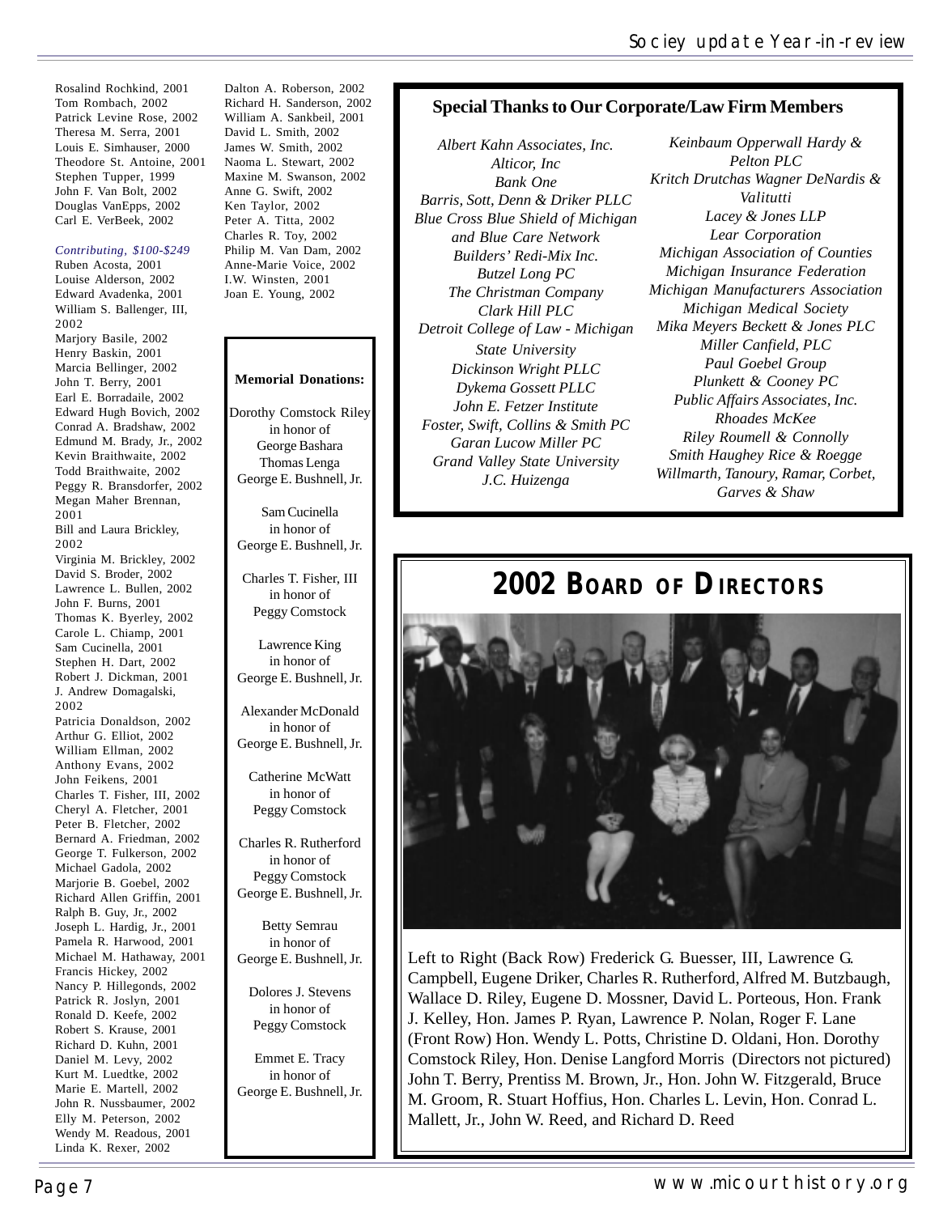Rosalind Rochkind, 2001
Tom Rombach, 2002
Patrick Levine Rose, 2002
Theresa M. Serra, 2001
Louis E. Simhauser, 2000
Theodore St. Antoine, 2001
Stephen Tupper, 1999
John F. Van Bolt, 2002
Douglas VanEpps, 2002
Carl E. VerBeek, 2002

*Contributing, $100-$249*

Ruben Acosta, 2001
Louise Alderson, 2002
Edward Avadenka, 2001
William S. Ballenger, III, 2002
Marjory Basile, 2002
Henry Baskin, 2001
Marcia Bellinger, 2002
John T. Berry, 2001
Earl E. Borradaile, 2002
Edward Hugh Bovich, 2002
Conrad A. Bradshaw, 2002
Edmund M. Brady, Jr., 2002
Kevin Braithwaite, 2002
Todd Braithwaite, 2002
Peggy R. Bransdorfer, 2002
Megan Maher Brennan, 2001
Bill and Laura Brickley, 2002
Virginia M. Brickley, 2002
David S. Broder, 2002
Lawrence L. Bullen, 2002
John F. Burns, 2001
Thomas K. Byerley, 2002
Carole L. Chiamp, 2001
Sam Cucinella, 2001
Stephen H. Dart, 2002
Robert J. Dickman, 2001
J. Andrew Domagalski, 2002
Patricia Donaldson, 2002
Arthur G. Elliot, 2002
William Ellman, 2002
Anthony Evans, 2002
John Feikens, 2001
Charles T. Fisher, III, 2002
Cheryl A. Fletcher, 2001
Peter B. Fletcher, 2002
Bernard A. Friedman, 2002
George T. Fulkerson, 2002
Michael Gadola, 2002
Marjorie B. Goebel, 2002
Richard Allen Griffin, 2001
Ralph B. Guy, Jr., 2002
Joseph L. Hardig, Jr., 2001
Pamela R. Harwood, 2001
Michael M. Hathaway, 2001
Francis Hickey, 2002
Nancy P. Hillegonds, 2002
Patrick R. Joslyn, 2001
Ronald D. Keefe, 2002
Robert S. Krause, 2001
Richard D. Kuhn, 2001
Daniel M. Levy, 2002
Kurt M. Luedtke, 2002
Marie E. Martell, 2002
John R. Nussbaumer, 2002
Elly M. Peterson, 2002
Wendy M. Readous, 2001
Linda K. Rexer, 2002
Dalton A. Roberson, 2002
Richard H. Sanderson, 2002
William A. Sankbeil, 2001
David L. Smith, 2002
James W. Smith, 2002
Naoma L. Stewart, 2002
Maxine M. Swanson, 2002
Anne G. Swift, 2002
Ken Taylor, 2002
Peter A. Titta, 2002
Charles R. Toy, 2002
Philip M. Van Dam, 2002
Anne-Marie Voice, 2002
I.W. Winsten, 2001
Joan E. Young, 2002

**Memorial Donations:**

Dorothy Comstock Riley
in honor of
George Bashara
Thomas Lenga
George E. Bushnell, Jr.

Sam Cucinella
in honor of
George E. Bushnell, Jr.

Charles T. Fisher, III
in honor of
Peggy Comstock

Lawrence King
in honor of
George E. Bushnell, Jr.

Alexander McDonald
in honor of
George E. Bushnell, Jr.

Catherine McWatt
in honor of
Peggy Comstock

Charles R. Rutherford
in honor of
Peggy Comstock
George E. Bushnell, Jr.

Betty Semrau
in honor of
George E. Bushnell, Jr.

Dolores J. Stevens
in honor of
Peggy Comstock

Emmet E. Tracy
in honor of
George E. Bushnell, Jr.

**Special Thanks to Our Corporate/Law Firm Members**

*Albert Kahn Associates, Inc.*
*Alticor, Inc*
*Bank One*
*Barris, Sott, Denn & Driker PLLC*
*Blue Cross Blue Shield of Michigan and Blue Care Network*
*Builders' Redi-Mix Inc.*
*Butzel Long PC*
*The Christman Company*
*Clark Hill PLC*
*Detroit College of Law - Michigan State University*
*Dickinson Wright PLLC*
*Dykema Gossett PLLC*
*John E. Fetzer Institute*
*Foster, Swift, Collins & Smith PC*
*Garan Lucow Miller PC*
*Grand Valley State University*
*J.C. Huizenga*
*Keinbaum Opperwall Hardy & Pelton PLC*
*Kritch Drutchas Wagner DeNardis & Valitutti*
*Lacey & Jones LLP*
*Lear Corporation*
*Michigan Association of Counties*
*Michigan Insurance Federation*
*Michigan Manufacturers Association*
*Michigan Medical Society*
*Mika Meyers Beckett & Jones PLC*
*Miller Canfield, PLC*
*Paul Goebel Group*
*Plunkett & Cooney PC*
*Public Affairs Associates, Inc.*
*Rhoades McKee*
*Riley Roumell & Connolly*
*Smith Haughey Rice & Roegge*
*Willmarth, Tanoury, Ramar, Corbet, Garves & Shaw*

## 2002 Board of Directors

Left to Right (Back Row) Frederick G. Buesser, III, Lawrence G. Campbell, Eugene Driker, Charles R. Rutherford, Alfred M. Butzbaugh, Wallace D. Riley, Eugene D. Mossner, David L. Porteous, Hon. Frank J. Kelley, Hon. James P. Ryan, Lawrence P. Nolan, Roger F. Lane (Front Row) Hon. Wendy L. Potts, Christine D. Oldani, Hon. Dorothy Comstock Riley, Hon. Denise Langford Morris (Directors not pictured) John T. Berry, Prentiss M. Brown, Jr., Hon. John W. Fitzgerald, Bruce M. Groom, R. Stuart Hoffius, Hon. Charles L. Levin, Hon. Conrad L. Mallett, Jr., John W. Reed, and Richard D. Reed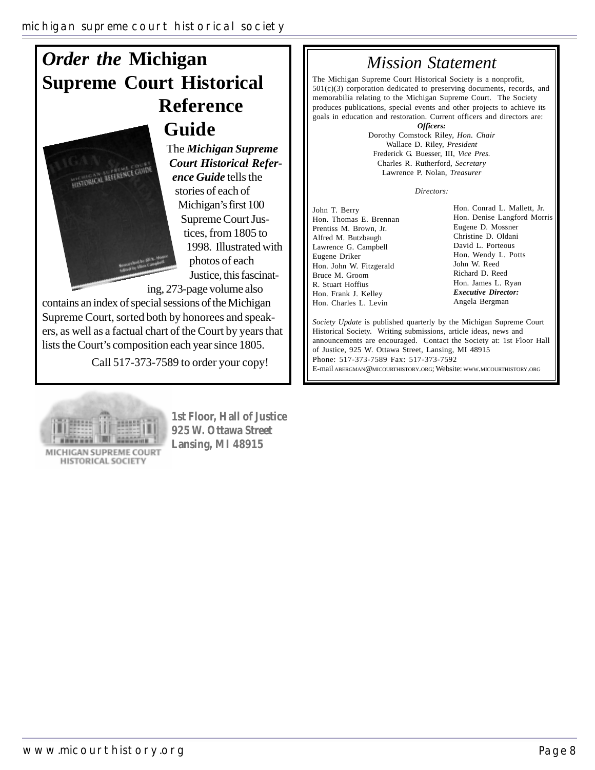# *Order the* Michigan Supreme Court Historical Reference Guide

The ***Michigan Supreme Court Historical Reference Guide*** tells the stories of each of Michigan's first 100 Supreme Court Justices, from 1805 to 1998. Illustrated with photos of each Justice, this fascinating, 273-page volume also contains an index of special sessions of the Michigan Supreme Court, sorted both by honorees and speakers, as well as a factual chart of the Court by years that lists the Court's composition each year since 1805.

Call 517-373-7589 to order your copy!

## *Mission Statement*

The Michigan Supreme Court Historical Society is a nonprofit, 501(c)(3) corporation dedicated to preserving documents, records, and memorabilia relating to the Michigan Supreme Court. The Society produces publications, special events and other projects to achieve its goals in education and restoration. Current officers and directors are:

***Officers:***

Dorothy Comstock Riley, *Hon. Chair*
Wallace D. Riley, *President*
Frederick G. Buesser, III, *Vice Pres.*
Charles R. Rutherford, *Secretary*
Lawrence P. Nolan, *Treasurer*

*Directors:*

John T. Berry
Hon. Thomas E. Brennan
Prentiss M. Brown, Jr.
Alfred M. Butzbaugh
Lawrence G. Campbell
Eugene Driker
Hon. John W. Fitzgerald
Bruce M. Groom
R. Stuart Hoffius
Hon. Frank J. Kelley
Hon. Charles L. Levin
Hon. Conrad L. Mallett, Jr.
Hon. Denise Langford Morris
Eugene D. Mossner
Christine D. Oldani
David L. Porteous
Hon. Wendy L. Potts
John W. Reed
Richard D. Reed
Hon. James L. Ryan

***Executive Director:***
Angela Bergman

*Society Update* is published quarterly by the Michigan Supreme Court Historical Society. Writing submissions, article ideas, news and announcements are encouraged. Contact the Society at: 1st Floor Hall of Justice, 925 W. Ottawa Street, Lansing, MI 48915
Phone: 517-373-7589 Fax: 517-373-7592
E-mail abergman@micourthistory.org; Website: www.micourthistory.org

MICHIGAN SUPREME COURT HISTORICAL SOCIETY

**1st Floor, Hall of Justice**
**925 W. Ottawa Street**
**Lansing, MI 48915**